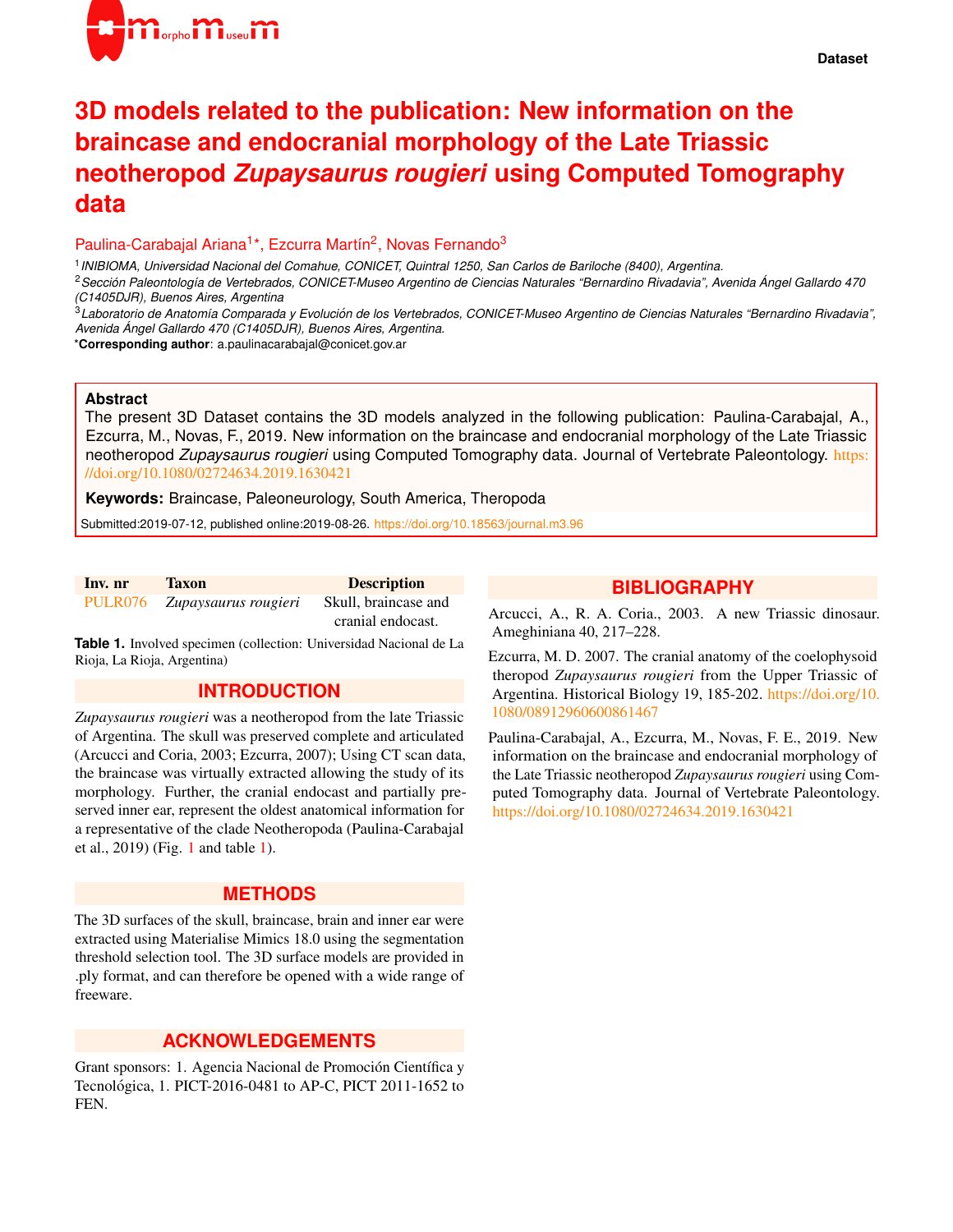Dataset

# 3D models related to the publication: New information on the braincase and endocranial morphology of the Late Triassic neotheropod *Zupaysaurus rougieri* using Computed Tomography data

Paulina-Carabajal Ariana[1]*, Ezcurra Martín[2], Novas Fernando[3]

[1] *INIBIOMA, Universidad Nacional del Comahue, CONICET, Quintral 1250, San Carlos de Bariloche (8400), Argentina.*
[2] *Sección Paleontología de Vertebrados, CONICET-Museo Argentino de Ciencias Naturales "Bernardino Rivadavia", Avenida Ángel Gallardo 470 (C1405DJR), Buenos Aires, Argentina*
[3] *Laboratorio de Anatomía Comparada y Evolución de los Vertebrados, CONICET-Museo Argentino de Ciencias Naturales "Bernardino Rivadavia", Avenida Ángel Gallardo 470 (C1405DJR), Buenos Aires, Argentina.*
***Corresponding author**: a.paulinacarabajal@conicet.gov.ar

**Abstract**
The present 3D Dataset contains the 3D models analyzed in the following publication: Paulina-Carabajal, A., Ezcurra, M., Novas, F., 2019. New information on the braincase and endocranial morphology of the Late Triassic neotheropod *Zupaysaurus rougieri* using Computed Tomography data. Journal of Vertebrate Paleontology. https://doi.org/10.1080/02724634.2019.1630421

**Keywords:** Braincase, Paleoneurology, South America, Theropoda

Submitted:2019-07-12, published online:2019-08-26. https://doi.org/10.18563/journal.m3.96

| Inv. nr | Taxon | Description |
| --- | --- | --- |
| PULR076 | *Zupaysaurus rougieri* | Skull, braincase and cranial endocast. |

**Table 1.** Involved specimen (collection: Universidad Nacional de La Rioja, La Rioja, Argentina)

## INTRODUCTION

*Zupaysaurus rougieri* was a neotheropod from the late Triassic of Argentina. The skull was preserved complete and articulated (Arcucci and Coria, 2003; Ezcurra, 2007); Using CT scan data, the braincase was virtually extracted allowing the study of its morphology. Further, the cranial endocast and partially preserved inner ear, represent the oldest anatomical information for a representative of the clade Neotheropoda (Paulina-Carabajal et al., 2019) (Fig. 1 and table 1).

## METHODS

The 3D surfaces of the skull, braincase, brain and inner ear were extracted using Materialise Mimics 18.0 using the segmentation threshold selection tool. The 3D surface models are provided in .ply format, and can therefore be opened with a wide range of freeware.

## ACKNOWLEDGEMENTS

Grant sponsors: 1. Agencia Nacional de Promoción Científica y Tecnológica, 1. PICT-2016-0481 to AP-C, PICT 2011-1652 to FEN.

## BIBLIOGRAPHY

Arcucci, A., R. A. Coria., 2003. A new Triassic dinosaur. Ameghiniana 40, 217–228.

Ezcurra, M. D. 2007. The cranial anatomy of the coelophysoid theropod *Zupaysaurus rougieri* from the Upper Triassic of Argentina. Historical Biology 19, 185-202. https://doi.org/10.1080/08912960600861467

Paulina-Carabajal, A., Ezcurra, M., Novas, F. E., 2019. New information on the braincase and endocranial morphology of the Late Triassic neotheropod *Zupaysaurus rougieri* using Computed Tomography data. Journal of Vertebrate Paleontology. https://doi.org/10.1080/02724634.2019.1630421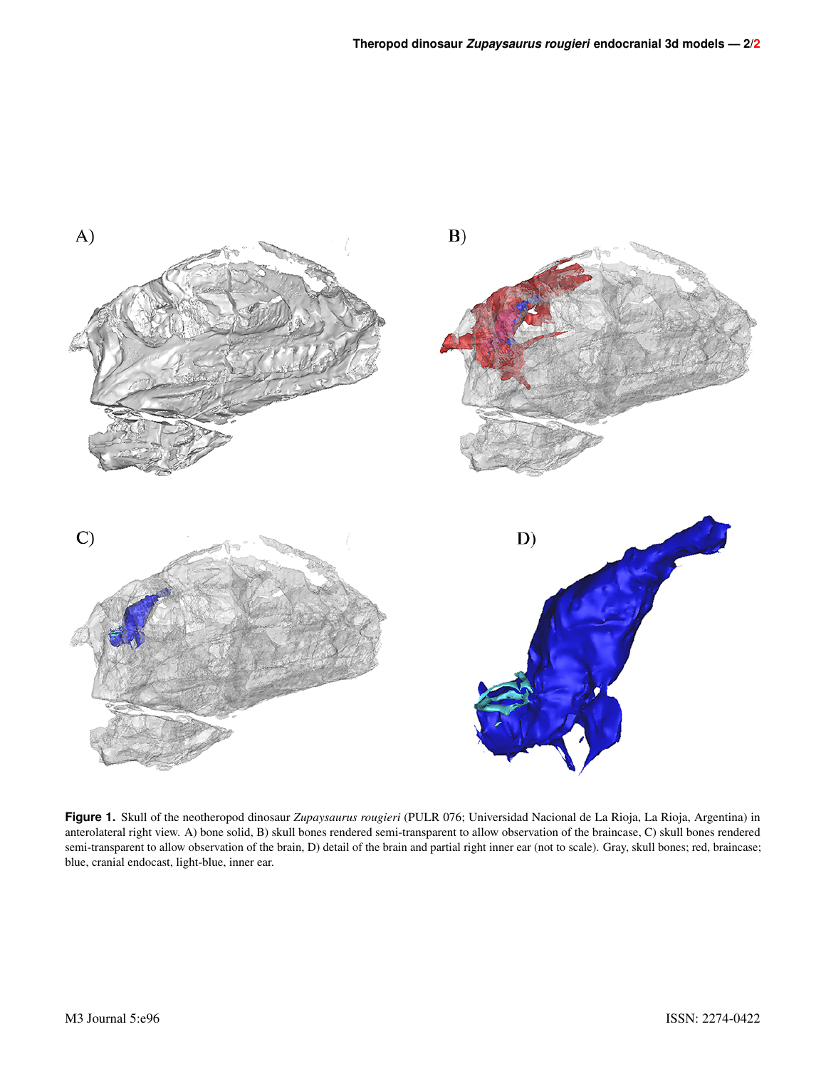A)

B)

C)

D)

**Figure 1.** Skull of the neotheropod dinosaur *Zupaysaurus rougieri* (PULR 076; Universidad Nacional de La Rioja, La Rioja, Argentina) in anterolateral right view. A) bone solid, B) skull bones rendered semi-transparent to allow observation of the braincase, C) skull bones rendered semi-transparent to allow observation of the brain, D) detail of the brain and partial right inner ear (not to scale). Gray, skull bones; red, braincase; blue, cranial endocast, light-blue, inner ear.